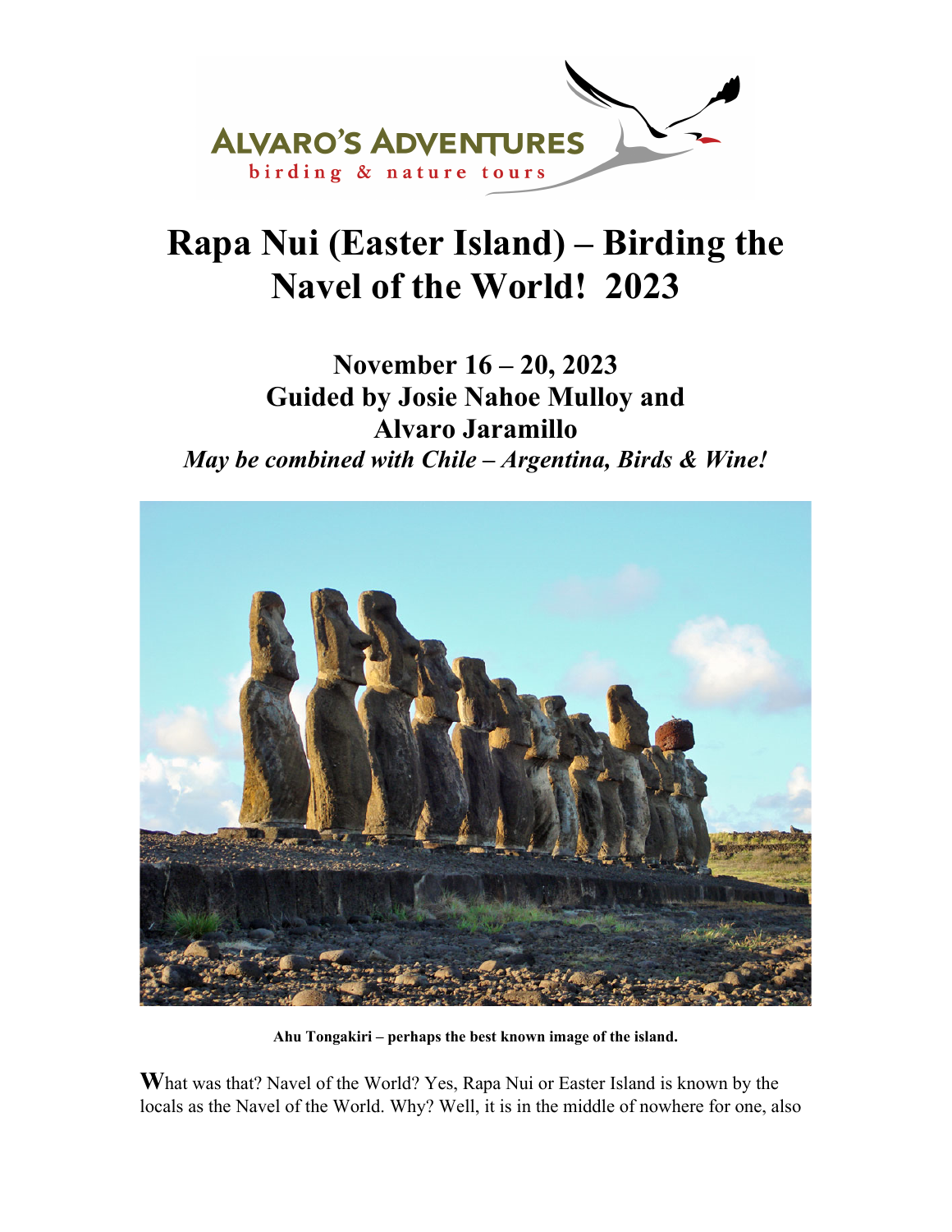ALVARO'S ADVENTURES
birding & nature tours

# Rapa Nui (Easter Island) – Birding the Navel of the World! 2023

## November 16 – 20, 2023
## Guided by Josie Nahoe Mulloy and Alvaro Jaramillo

*May be combined with Chile – Argentina, Birds & Wine!*

**Ahu Tongakiri – perhaps the best known image of the island.**

**W**hat was that? Navel of the World? Yes, Rapa Nui or Easter Island is known by the locals as the Navel of the World. Why? Well, it is in the middle of nowhere for one, also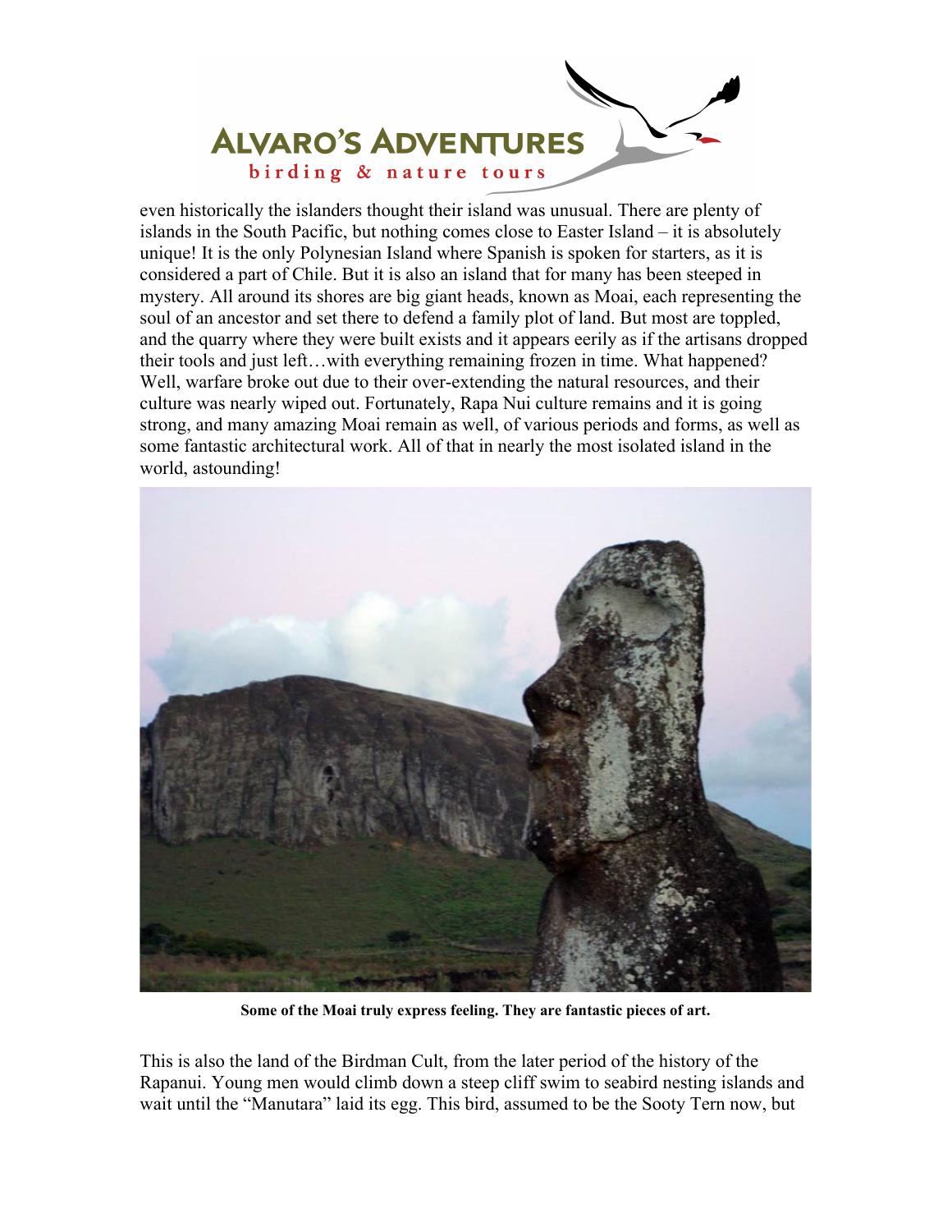even historically the islanders thought their island was unusual. There are plenty of islands in the South Pacific, but nothing comes close to Easter Island – it is absolutely unique! It is the only Polynesian Island where Spanish is spoken for starters, as it is considered a part of Chile. But it is also an island that for many has been steeped in mystery. All around its shores are big giant heads, known as Moai, each representing the soul of an ancestor and set there to defend a family plot of land. But most are toppled, and the quarry where they were built exists and it appears eerily as if the artisans dropped their tools and just left…with everything remaining frozen in time. What happened? Well, warfare broke out due to their over-extending the natural resources, and their culture was nearly wiped out. Fortunately, Rapa Nui culture remains and it is going strong, and many amazing Moai remain as well, of various periods and forms, as well as some fantastic architectural work. All of that in nearly the most isolated island in the world, astounding!

**Some of the Moai truly express feeling. They are fantastic pieces of art.**

This is also the land of the Birdman Cult, from the later period of the history of the Rapanui. Young men would climb down a steep cliff swim to seabird nesting islands and wait until the "Manutara" laid its egg. This bird, assumed to be the Sooty Tern now, but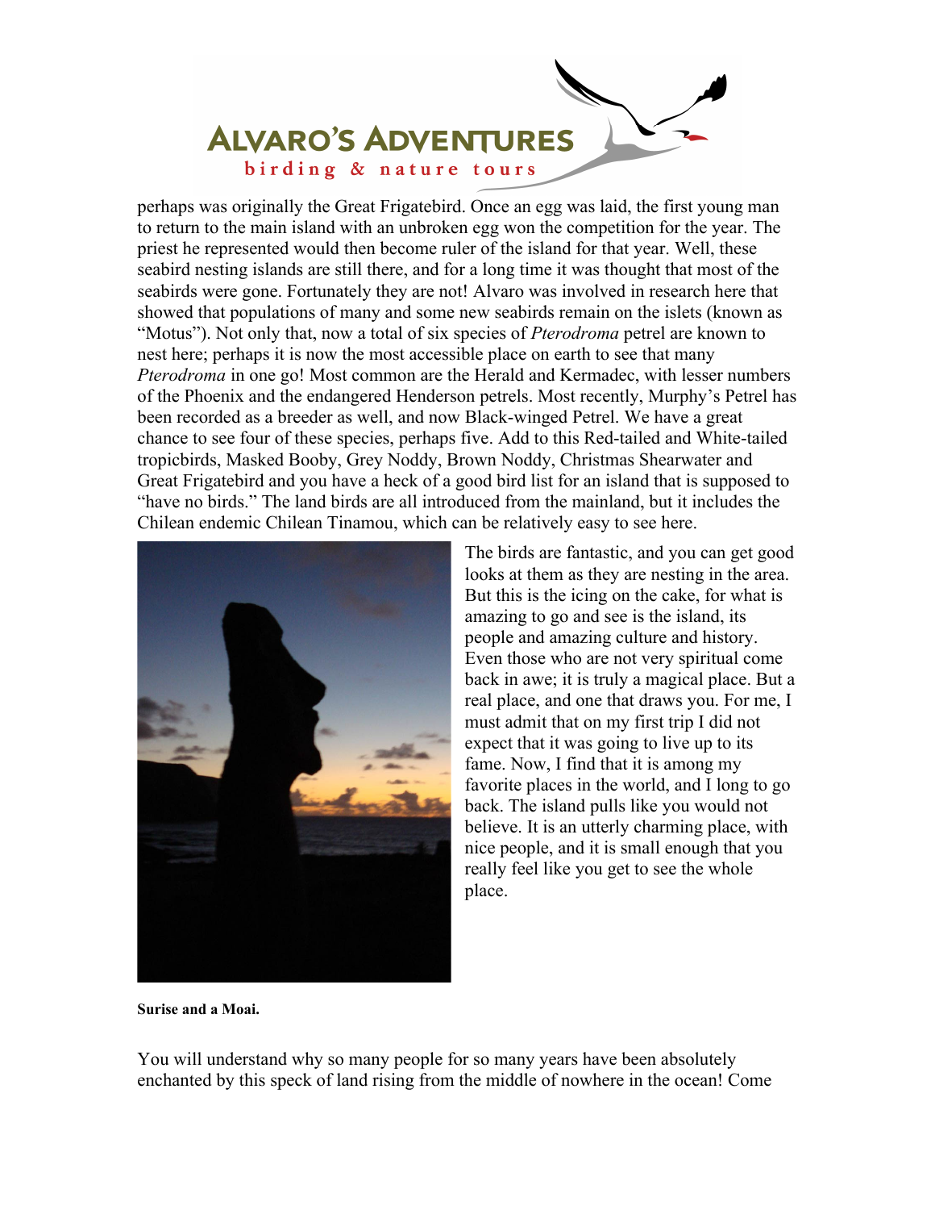perhaps was originally the Great Frigatebird. Once an egg was laid, the first young man to return to the main island with an unbroken egg won the competition for the year. The priest he represented would then become ruler of the island for that year. Well, these seabird nesting islands are still there, and for a long time it was thought that most of the seabirds were gone. Fortunately they are not! Alvaro was involved in research here that showed that populations of many and some new seabirds remain on the islets (known as "Motus"). Not only that, now a total of six species of *Pterodroma* petrel are known to nest here; perhaps it is now the most accessible place on earth to see that many *Pterodroma* in one go! Most common are the Herald and Kermadec, with lesser numbers of the Phoenix and the endangered Henderson petrels. Most recently, Murphy's Petrel has been recorded as a breeder as well, and now Black-winged Petrel. We have a great chance to see four of these species, perhaps five. Add to this Red-tailed and White-tailed tropicbirds, Masked Booby, Grey Noddy, Brown Noddy, Christmas Shearwater and Great Frigatebird and you have a heck of a good bird list for an island that is supposed to "have no birds." The land birds are all introduced from the mainland, but it includes the Chilean endemic Chilean Tinamou, which can be relatively easy to see here.

The birds are fantastic, and you can get good looks at them as they are nesting in the area. But this is the icing on the cake, for what is amazing to go and see is the island, its people and amazing culture and history. Even those who are not very spiritual come back in awe; it is truly a magical place. But a real place, and one that draws you. For me, I must admit that on my first trip I did not expect that it was going to live up to its fame. Now, I find that it is among my favorite places in the world, and I long to go back. The island pulls like you would not believe. It is an utterly charming place, with nice people, and it is small enough that you really feel like you get to see the whole place.

**Surise and a Moai.**

You will understand why so many people for so many years have been absolutely enchanted by this speck of land rising from the middle of nowhere in the ocean! Come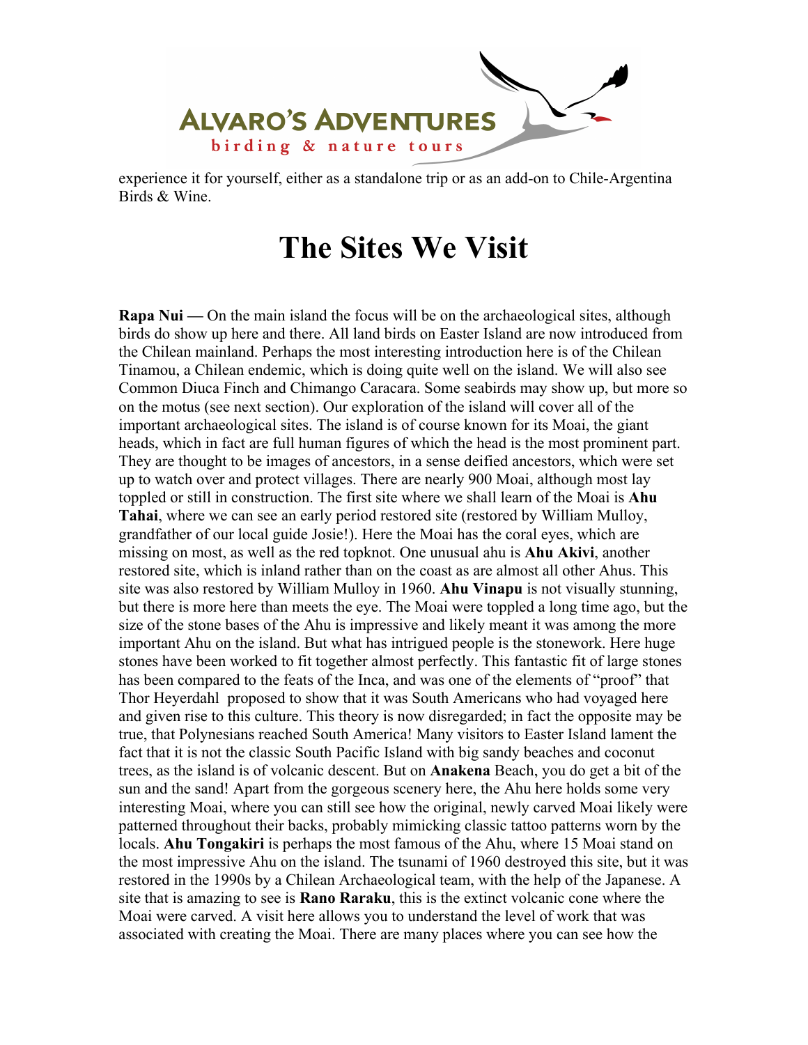experience it for yourself, either as a standalone trip or as an add-on to Chile-Argentina Birds & Wine.

# The Sites We Visit

**Rapa Nui —** On the main island the focus will be on the archaeological sites, although birds do show up here and there. All land birds on Easter Island are now introduced from the Chilean mainland. Perhaps the most interesting introduction here is of the Chilean Tinamou, a Chilean endemic, which is doing quite well on the island. We will also see Common Diuca Finch and Chimango Caracara. Some seabirds may show up, but more so on the motus (see next section). Our exploration of the island will cover all of the important archaeological sites. The island is of course known for its Moai, the giant heads, which in fact are full human figures of which the head is the most prominent part. They are thought to be images of ancestors, in a sense deified ancestors, which were set up to watch over and protect villages. There are nearly 900 Moai, although most lay toppled or still in construction. The first site where we shall learn of the Moai is **Ahu Tahai**, where we can see an early period restored site (restored by William Mulloy, grandfather of our local guide Josie!). Here the Moai has the coral eyes, which are missing on most, as well as the red topknot. One unusual ahu is **Ahu Akivi**, another restored site, which is inland rather than on the coast as are almost all other Ahus. This site was also restored by William Mulloy in 1960. **Ahu Vinapu** is not visually stunning, but there is more here than meets the eye. The Moai were toppled a long time ago, but the size of the stone bases of the Ahu is impressive and likely meant it was among the more important Ahu on the island. But what has intrigued people is the stonework. Here huge stones have been worked to fit together almost perfectly. This fantastic fit of large stones has been compared to the feats of the Inca, and was one of the elements of "proof" that Thor Heyerdahl proposed to show that it was South Americans who had voyaged here and given rise to this culture. This theory is now disregarded; in fact the opposite may be true, that Polynesians reached South America! Many visitors to Easter Island lament the fact that it is not the classic South Pacific Island with big sandy beaches and coconut trees, as the island is of volcanic descent. But on **Anakena** Beach, you do get a bit of the sun and the sand! Apart from the gorgeous scenery here, the Ahu here holds some very interesting Moai, where you can still see how the original, newly carved Moai likely were patterned throughout their backs, probably mimicking classic tattoo patterns worn by the locals. **Ahu Tongakiri** is perhaps the most famous of the Ahu, where 15 Moai stand on the most impressive Ahu on the island. The tsunami of 1960 destroyed this site, but it was restored in the 1990s by a Chilean Archaeological team, with the help of the Japanese. A site that is amazing to see is **Rano Raraku**, this is the extinct volcanic cone where the Moai were carved. A visit here allows you to understand the level of work that was associated with creating the Moai. There are many places where you can see how the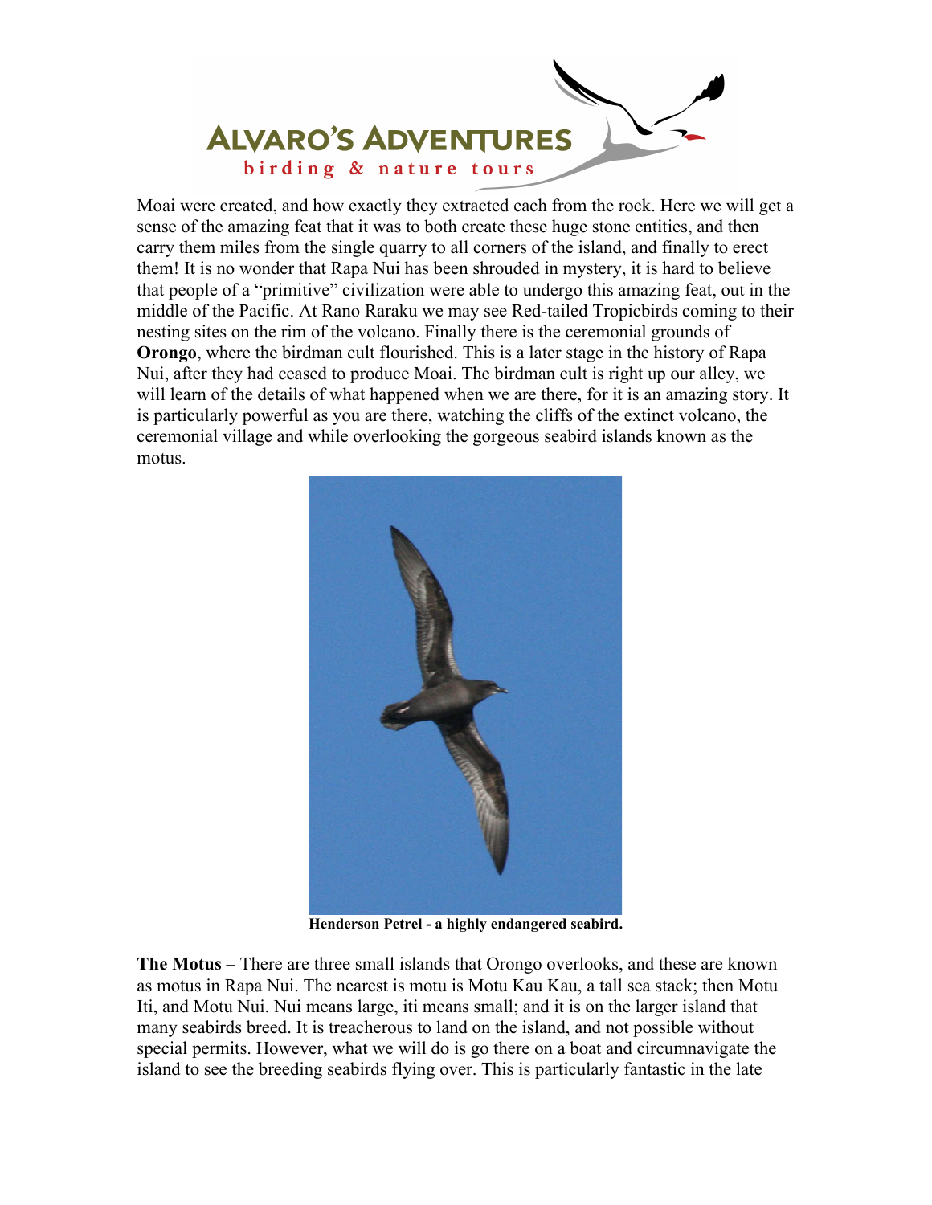Moai were created, and how exactly they extracted each from the rock. Here we will get a sense of the amazing feat that it was to both create these huge stone entities, and then carry them miles from the single quarry to all corners of the island, and finally to erect them! It is no wonder that Rapa Nui has been shrouded in mystery, it is hard to believe that people of a "primitive" civilization were able to undergo this amazing feat, out in the middle of the Pacific. At Rano Raraku we may see Red-tailed Tropicbirds coming to their nesting sites on the rim of the volcano. Finally there is the ceremonial grounds of **Orongo**, where the birdman cult flourished. This is a later stage in the history of Rapa Nui, after they had ceased to produce Moai. The birdman cult is right up our alley, we will learn of the details of what happened when we are there, for it is an amazing story. It is particularly powerful as you are there, watching the cliffs of the extinct volcano, the ceremonial village and while overlooking the gorgeous seabird islands known as the motus.

**Henderson Petrel - a highly endangered seabird.**

**The Motus** – There are three small islands that Orongo overlooks, and these are known as motus in Rapa Nui. The nearest is motu is Motu Kau Kau, a tall sea stack; then Motu Iti, and Motu Nui. Nui means large, iti means small; and it is on the larger island that many seabirds breed. It is treacherous to land on the island, and not possible without special permits. However, what we will do is go there on a boat and circumnavigate the island to see the breeding seabirds flying over. This is particularly fantastic in the late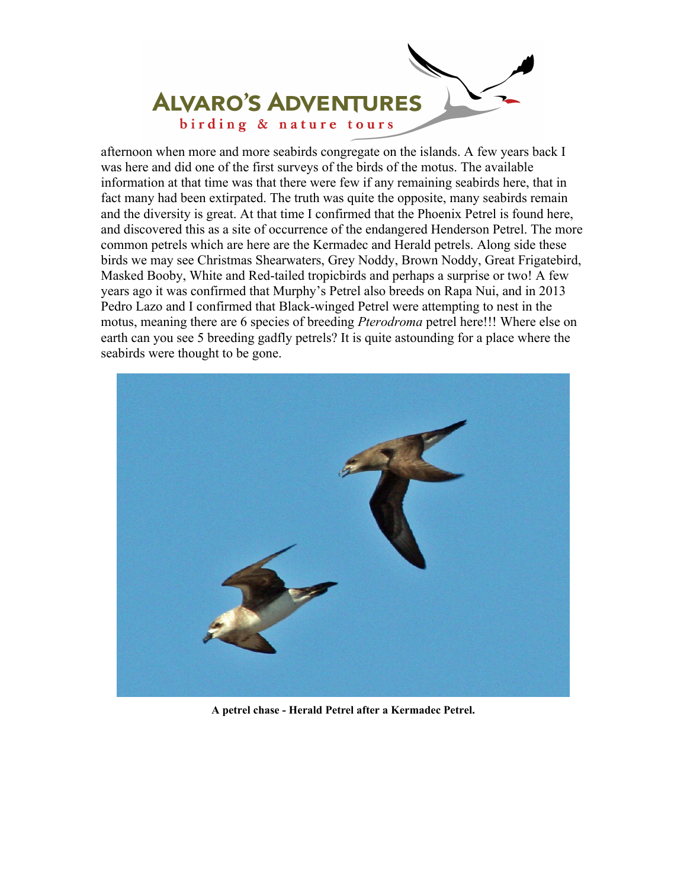afternoon when more and more seabirds congregate on the islands. A few years back I was here and did one of the first surveys of the birds of the motus. The available information at that time was that there were few if any remaining seabirds here, that in fact many had been extirpated. The truth was quite the opposite, many seabirds remain and the diversity is great. At that time I confirmed that the Phoenix Petrel is found here, and discovered this as a site of occurrence of the endangered Henderson Petrel. The more common petrels which are here are the Kermadec and Herald petrels. Along side these birds we may see Christmas Shearwaters, Grey Noddy, Brown Noddy, Great Frigatebird, Masked Booby, White and Red-tailed tropicbirds and perhaps a surprise or two! A few years ago it was confirmed that Murphy's Petrel also breeds on Rapa Nui, and in 2013 Pedro Lazo and I confirmed that Black-winged Petrel were attempting to nest in the motus, meaning there are 6 species of breeding *Pterodroma* petrel here!!! Where else on earth can you see 5 breeding gadfly petrels? It is quite astounding for a place where the seabirds were thought to be gone.

**A petrel chase - Herald Petrel after a Kermadec Petrel.**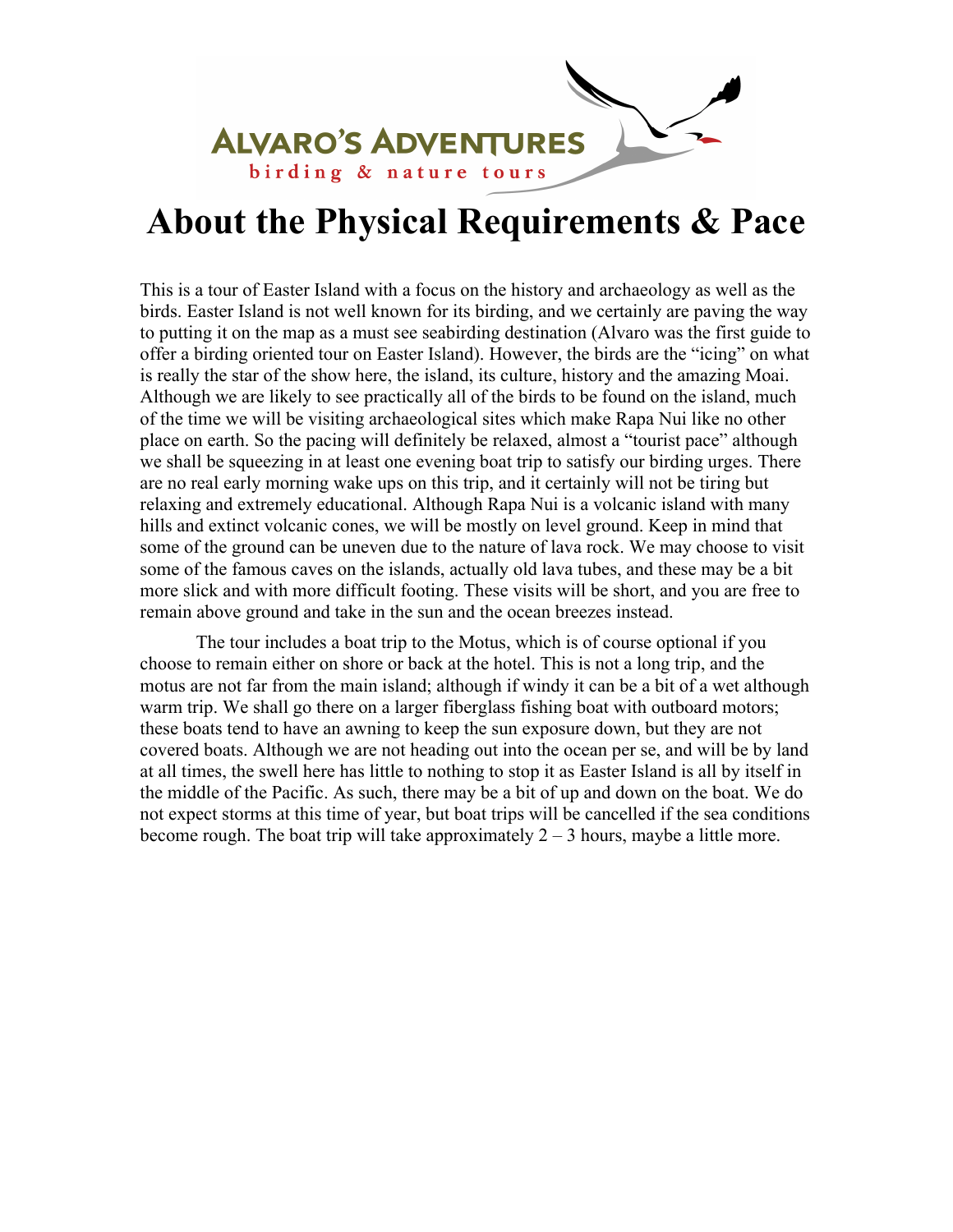# About the Physical Requirements & Pace

This is a tour of Easter Island with a focus on the history and archaeology as well as the birds. Easter Island is not well known for its birding, and we certainly are paving the way to putting it on the map as a must see seabirding destination (Alvaro was the first guide to offer a birding oriented tour on Easter Island). However, the birds are the "icing" on what is really the star of the show here, the island, its culture, history and the amazing Moai. Although we are likely to see practically all of the birds to be found on the island, much of the time we will be visiting archaeological sites which make Rapa Nui like no other place on earth. So the pacing will definitely be relaxed, almost a "tourist pace" although we shall be squeezing in at least one evening boat trip to satisfy our birding urges. There are no real early morning wake ups on this trip, and it certainly will not be tiring but relaxing and extremely educational. Although Rapa Nui is a volcanic island with many hills and extinct volcanic cones, we will be mostly on level ground. Keep in mind that some of the ground can be uneven due to the nature of lava rock. We may choose to visit some of the famous caves on the islands, actually old lava tubes, and these may be a bit more slick and with more difficult footing. These visits will be short, and you are free to remain above ground and take in the sun and the ocean breezes instead.

The tour includes a boat trip to the Motus, which is of course optional if you choose to remain either on shore or back at the hotel. This is not a long trip, and the motus are not far from the main island; although if windy it can be a bit of a wet although warm trip. We shall go there on a larger fiberglass fishing boat with outboard motors; these boats tend to have an awning to keep the sun exposure down, but they are not covered boats. Although we are not heading out into the ocean per se, and will be by land at all times, the swell here has little to nothing to stop it as Easter Island is all by itself in the middle of the Pacific. As such, there may be a bit of up and down on the boat. We do not expect storms at this time of year, but boat trips will be cancelled if the sea conditions become rough. The boat trip will take approximately 2 – 3 hours, maybe a little more.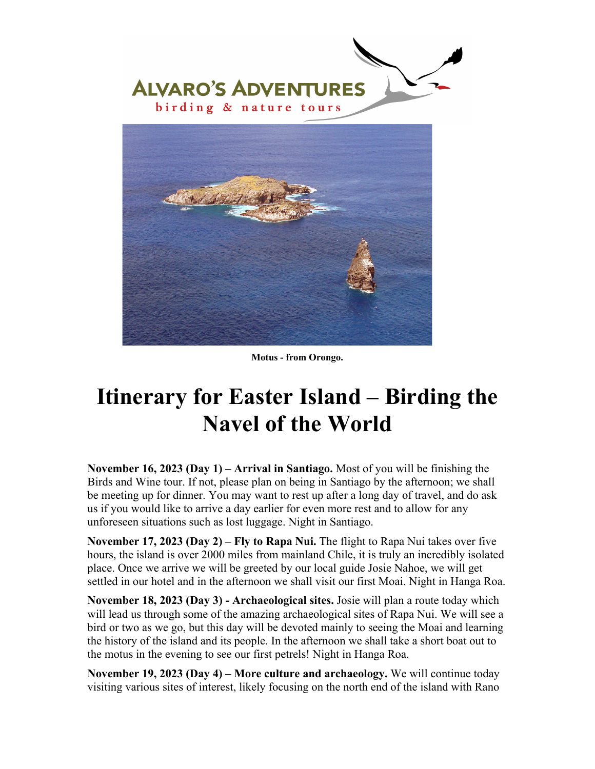ALVARO'S ADVENTURES
birding & nature tours

Motus - from Orongo.

# Itinerary for Easter Island – Birding the Navel of the World

**November 16, 2023 (Day 1) – Arrival in Santiago.** Most of you will be finishing the Birds and Wine tour. If not, please plan on being in Santiago by the afternoon; we shall be meeting up for dinner. You may want to rest up after a long day of travel, and do ask us if you would like to arrive a day earlier for even more rest and to allow for any unforeseen situations such as lost luggage. Night in Santiago.

**November 17, 2023 (Day 2) – Fly to Rapa Nui.** The flight to Rapa Nui takes over five hours, the island is over 2000 miles from mainland Chile, it is truly an incredibly isolated place. Once we arrive we will be greeted by our local guide Josie Nahoe, we will get settled in our hotel and in the afternoon we shall visit our first Moai. Night in Hanga Roa.

**November 18, 2023 (Day 3) - Archaeological sites.** Josie will plan a route today which will lead us through some of the amazing archaeological sites of Rapa Nui. We will see a bird or two as we go, but this day will be devoted mainly to seeing the Moai and learning the history of the island and its people. In the afternoon we shall take a short boat out to the motus in the evening to see our first petrels! Night in Hanga Roa.

**November 19, 2023 (Day 4) – More culture and archaeology.** We will continue today visiting various sites of interest, likely focusing on the north end of the island with Rano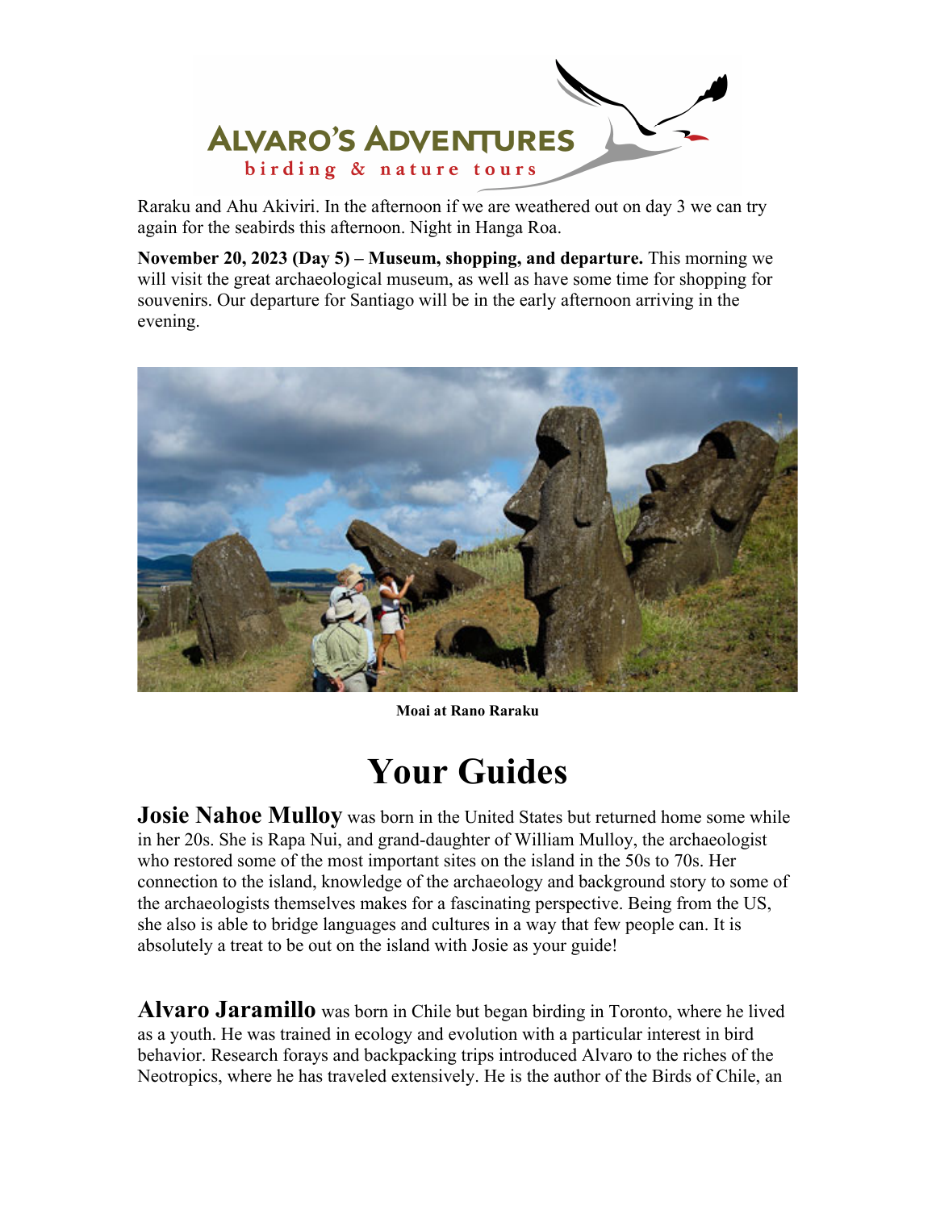Raraku and Ahu Akiviri. In the afternoon if we are weathered out on day 3 we can try again for the seabirds this afternoon. Night in Hanga Roa.

**November 20, 2023 (Day 5) – Museum, shopping, and departure.** This morning we will visit the great archaeological museum, as well as have some time for shopping for souvenirs. Our departure for Santiago will be in the early afternoon arriving in the evening.

**Moai at Rano Raraku**

# Your Guides

**Josie Nahoe Mulloy** was born in the United States but returned home some while in her 20s. She is Rapa Nui, and grand-daughter of William Mulloy, the archaeologist who restored some of the most important sites on the island in the 50s to 70s. Her connection to the island, knowledge of the archaeology and background story to some of the archaeologists themselves makes for a fascinating perspective. Being from the US, she also is able to bridge languages and cultures in a way that few people can. It is absolutely a treat to be out on the island with Josie as your guide!

**Alvaro Jaramillo** was born in Chile but began birding in Toronto, where he lived as a youth. He was trained in ecology and evolution with a particular interest in bird behavior. Research forays and backpacking trips introduced Alvaro to the riches of the Neotropics, where he has traveled extensively. He is the author of the Birds of Chile, an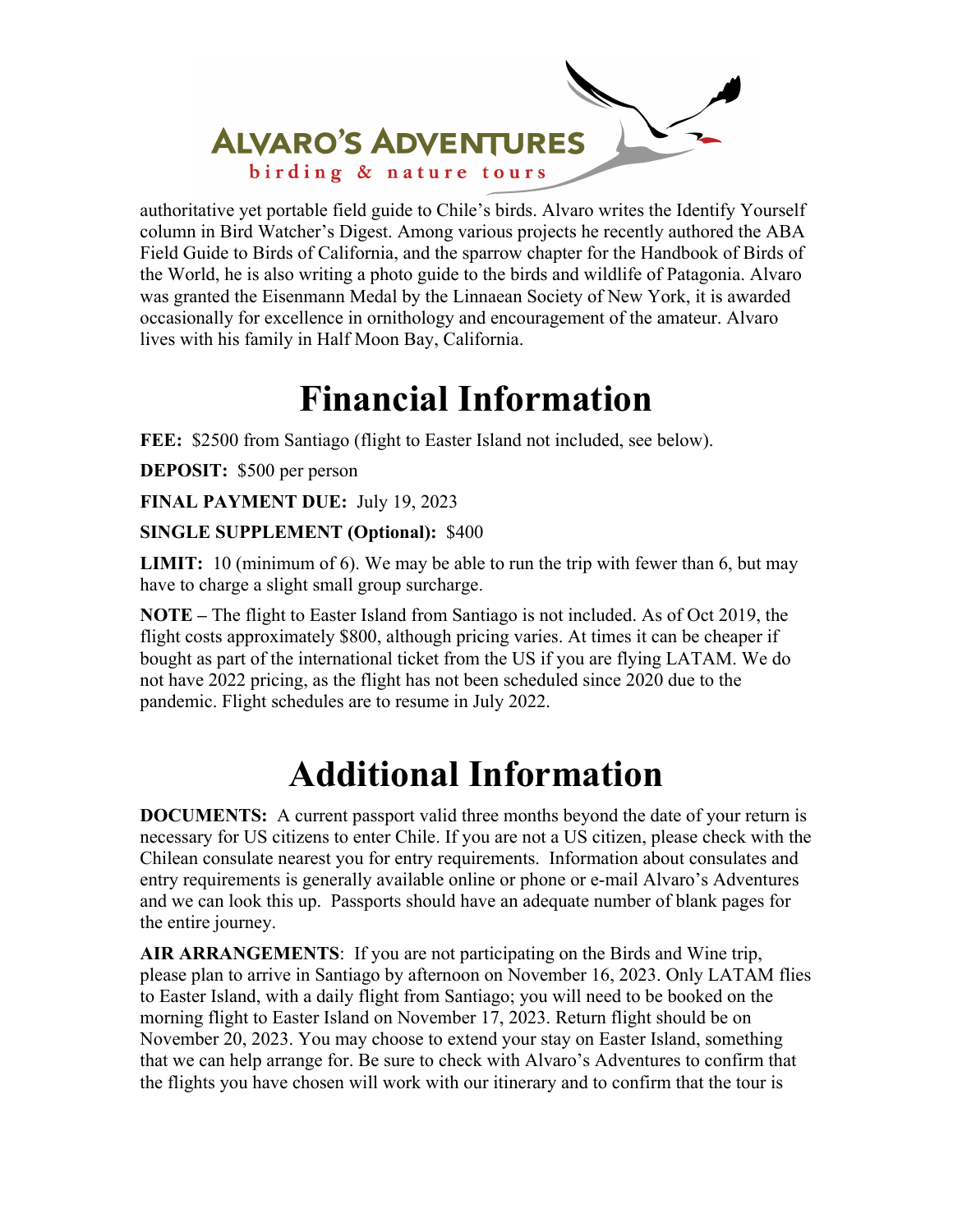authoritative yet portable field guide to Chile's birds. Alvaro writes the Identify Yourself column in Bird Watcher's Digest. Among various projects he recently authored the ABA Field Guide to Birds of California, and the sparrow chapter for the Handbook of Birds of the World, he is also writing a photo guide to the birds and wildlife of Patagonia. Alvaro was granted the Eisenmann Medal by the Linnaean Society of New York, it is awarded occasionally for excellence in ornithology and encouragement of the amateur. Alvaro lives with his family in Half Moon Bay, California.

# Financial Information

**FEE:** $2500 from Santiago (flight to Easter Island not included, see below).

**DEPOSIT:** $500 per person

**FINAL PAYMENT DUE:** July 19, 2023

**SINGLE SUPPLEMENT (Optional):** $400

**LIMIT:** 10 (minimum of 6). We may be able to run the trip with fewer than 6, but may have to charge a slight small group surcharge.

**NOTE –** The flight to Easter Island from Santiago is not included. As of Oct 2019, the flight costs approximately $800, although pricing varies. At times it can be cheaper if bought as part of the international ticket from the US if you are flying LATAM. We do not have 2022 pricing, as the flight has not been scheduled since 2020 due to the pandemic. Flight schedules are to resume in July 2022.

# Additional Information

**DOCUMENTS:** A current passport valid three months beyond the date of your return is necessary for US citizens to enter Chile. If you are not a US citizen, please check with the Chilean consulate nearest you for entry requirements. Information about consulates and entry requirements is generally available online or phone or e-mail Alvaro's Adventures and we can look this up. Passports should have an adequate number of blank pages for the entire journey.

**AIR ARRANGEMENTS**: If you are not participating on the Birds and Wine trip, please plan to arrive in Santiago by afternoon on November 16, 2023. Only LATAM flies to Easter Island, with a daily flight from Santiago; you will need to be booked on the morning flight to Easter Island on November 17, 2023. Return flight should be on November 20, 2023. You may choose to extend your stay on Easter Island, something that we can help arrange for. Be sure to check with Alvaro's Adventures to confirm that the flights you have chosen will work with our itinerary and to confirm that the tour is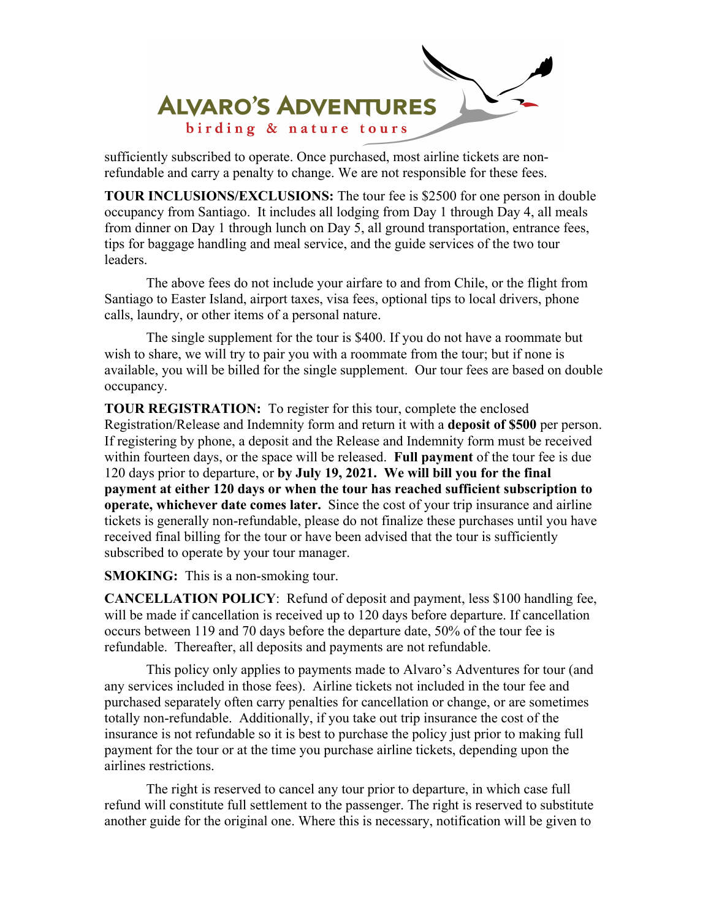sufficiently subscribed to operate. Once purchased, most airline tickets are non-refundable and carry a penalty to change. We are not responsible for these fees.

**TOUR INCLUSIONS/EXCLUSIONS:** The tour fee is $2500 for one person in double occupancy from Santiago. It includes all lodging from Day 1 through Day 4, all meals from dinner on Day 1 through lunch on Day 5, all ground transportation, entrance fees, tips for baggage handling and meal service, and the guide services of the two tour leaders.

The above fees do not include your airfare to and from Chile, or the flight from Santiago to Easter Island, airport taxes, visa fees, optional tips to local drivers, phone calls, laundry, or other items of a personal nature.

The single supplement for the tour is $400. If you do not have a roommate but wish to share, we will try to pair you with a roommate from the tour; but if none is available, you will be billed for the single supplement. Our tour fees are based on double occupancy.

**TOUR REGISTRATION:** To register for this tour, complete the enclosed Registration/Release and Indemnity form and return it with a **deposit of $500** per person. If registering by phone, a deposit and the Release and Indemnity form must be received within fourteen days, or the space will be released. **Full payment** of the tour fee is due 120 days prior to departure, or **by July 19, 2021. We will bill you for the final payment at either 120 days or when the tour has reached sufficient subscription to operate, whichever date comes later.** Since the cost of your trip insurance and airline tickets is generally non-refundable, please do not finalize these purchases until you have received final billing for the tour or have been advised that the tour is sufficiently subscribed to operate by your tour manager.

**SMOKING:** This is a non-smoking tour.

**CANCELLATION POLICY**: Refund of deposit and payment, less $100 handling fee, will be made if cancellation is received up to 120 days before departure. If cancellation occurs between 119 and 70 days before the departure date, 50% of the tour fee is refundable. Thereafter, all deposits and payments are not refundable.

This policy only applies to payments made to Alvaro's Adventures for tour (and any services included in those fees). Airline tickets not included in the tour fee and purchased separately often carry penalties for cancellation or change, or are sometimes totally non-refundable. Additionally, if you take out trip insurance the cost of the insurance is not refundable so it is best to purchase the policy just prior to making full payment for the tour or at the time you purchase airline tickets, depending upon the airlines restrictions.

The right is reserved to cancel any tour prior to departure, in which case full refund will constitute full settlement to the passenger. The right is reserved to substitute another guide for the original one. Where this is necessary, notification will be given to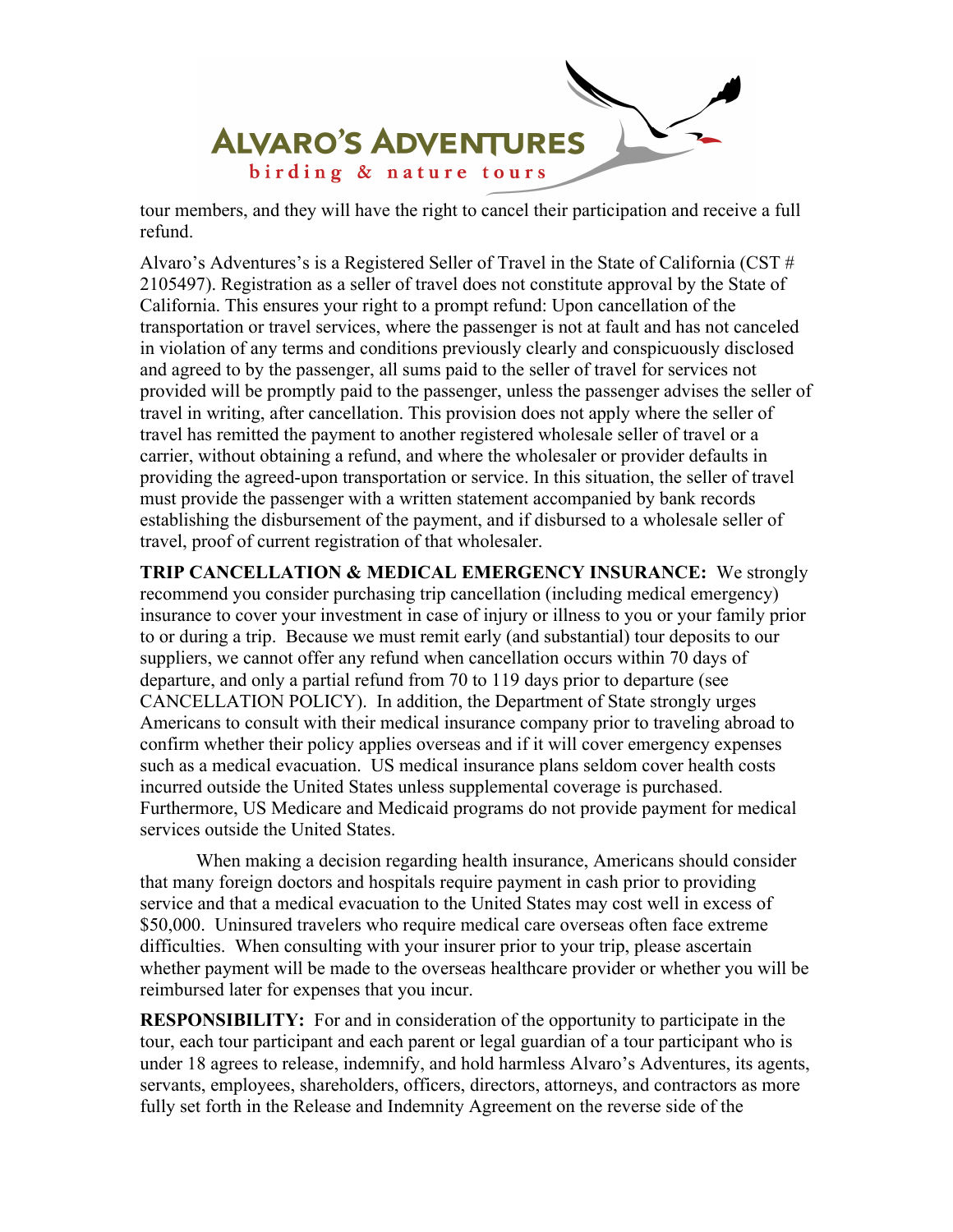tour members, and they will have the right to cancel their participation and receive a full refund.

Alvaro's Adventures's is a Registered Seller of Travel in the State of California (CST # 2105497). Registration as a seller of travel does not constitute approval by the State of California. This ensures your right to a prompt refund: Upon cancellation of the transportation or travel services, where the passenger is not at fault and has not canceled in violation of any terms and conditions previously clearly and conspicuously disclosed and agreed to by the passenger, all sums paid to the seller of travel for services not provided will be promptly paid to the passenger, unless the passenger advises the seller of travel in writing, after cancellation. This provision does not apply where the seller of travel has remitted the payment to another registered wholesale seller of travel or a carrier, without obtaining a refund, and where the wholesaler or provider defaults in providing the agreed-upon transportation or service. In this situation, the seller of travel must provide the passenger with a written statement accompanied by bank records establishing the disbursement of the payment, and if disbursed to a wholesale seller of travel, proof of current registration of that wholesaler.

**TRIP CANCELLATION & MEDICAL EMERGENCY INSURANCE:** We strongly recommend you consider purchasing trip cancellation (including medical emergency) insurance to cover your investment in case of injury or illness to you or your family prior to or during a trip. Because we must remit early (and substantial) tour deposits to our suppliers, we cannot offer any refund when cancellation occurs within 70 days of departure, and only a partial refund from 70 to 119 days prior to departure (see CANCELLATION POLICY). In addition, the Department of State strongly urges Americans to consult with their medical insurance company prior to traveling abroad to confirm whether their policy applies overseas and if it will cover emergency expenses such as a medical evacuation. US medical insurance plans seldom cover health costs incurred outside the United States unless supplemental coverage is purchased. Furthermore, US Medicare and Medicaid programs do not provide payment for medical services outside the United States.

When making a decision regarding health insurance, Americans should consider that many foreign doctors and hospitals require payment in cash prior to providing service and that a medical evacuation to the United States may cost well in excess of $50,000. Uninsured travelers who require medical care overseas often face extreme difficulties. When consulting with your insurer prior to your trip, please ascertain whether payment will be made to the overseas healthcare provider or whether you will be reimbursed later for expenses that you incur.

**RESPONSIBILITY:** For and in consideration of the opportunity to participate in the tour, each tour participant and each parent or legal guardian of a tour participant who is under 18 agrees to release, indemnify, and hold harmless Alvaro's Adventures, its agents, servants, employees, shareholders, officers, directors, attorneys, and contractors as more fully set forth in the Release and Indemnity Agreement on the reverse side of the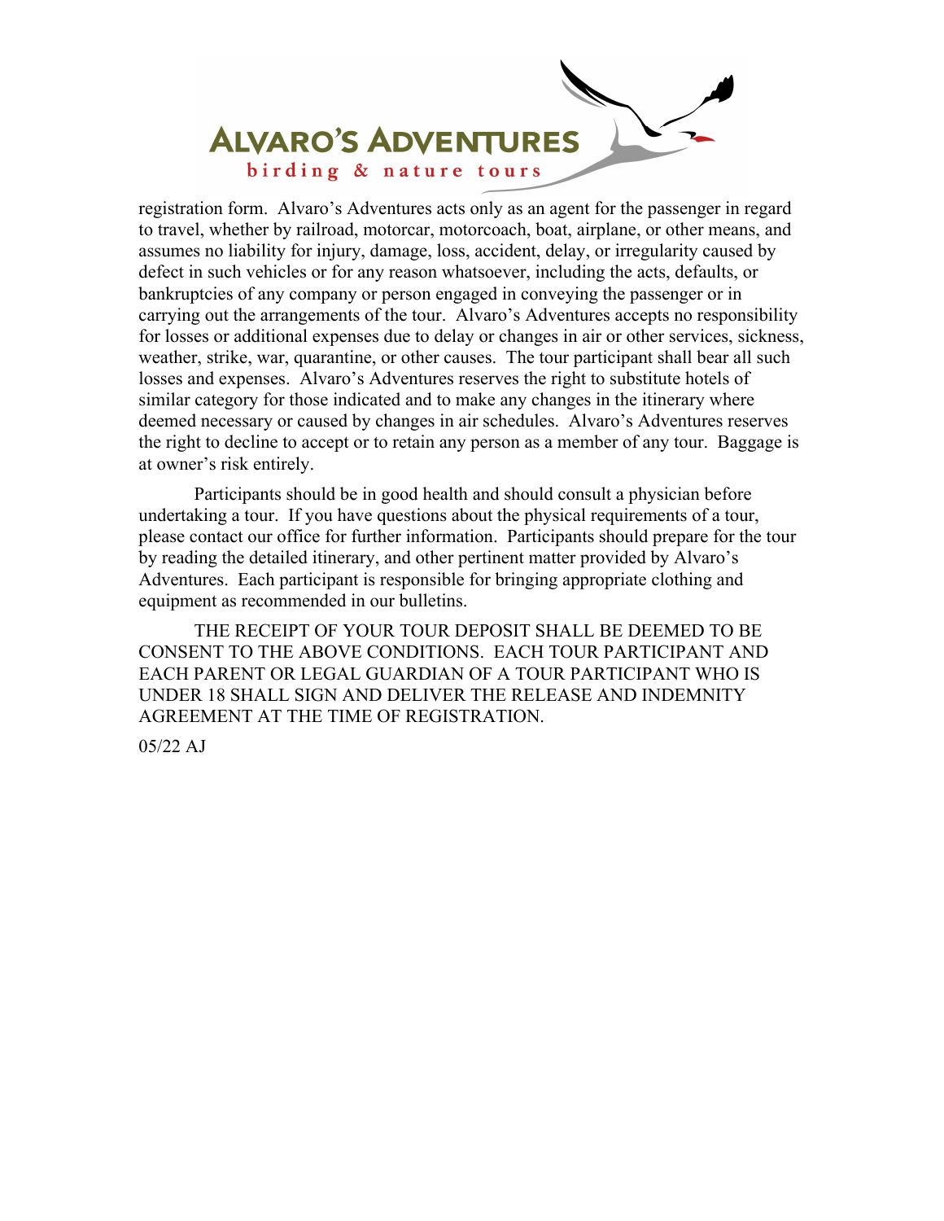registration form. Alvaro's Adventures acts only as an agent for the passenger in regard to travel, whether by railroad, motorcar, motorcoach, boat, airplane, or other means, and assumes no liability for injury, damage, loss, accident, delay, or irregularity caused by defect in such vehicles or for any reason whatsoever, including the acts, defaults, or bankruptcies of any company or person engaged in conveying the passenger or in carrying out the arrangements of the tour. Alvaro's Adventures accepts no responsibility for losses or additional expenses due to delay or changes in air or other services, sickness, weather, strike, war, quarantine, or other causes. The tour participant shall bear all such losses and expenses. Alvaro's Adventures reserves the right to substitute hotels of similar category for those indicated and to make any changes in the itinerary where deemed necessary or caused by changes in air schedules. Alvaro's Adventures reserves the right to decline to accept or to retain any person as a member of any tour. Baggage is at owner's risk entirely.

Participants should be in good health and should consult a physician before undertaking a tour. If you have questions about the physical requirements of a tour, please contact our office for further information. Participants should prepare for the tour by reading the detailed itinerary, and other pertinent matter provided by Alvaro's Adventures. Each participant is responsible for bringing appropriate clothing and equipment as recommended in our bulletins.

THE RECEIPT OF YOUR TOUR DEPOSIT SHALL BE DEEMED TO BE CONSENT TO THE ABOVE CONDITIONS. EACH TOUR PARTICIPANT AND EACH PARENT OR LEGAL GUARDIAN OF A TOUR PARTICIPANT WHO IS UNDER 18 SHALL SIGN AND DELIVER THE RELEASE AND INDEMNITY AGREEMENT AT THE TIME OF REGISTRATION.

05/22 AJ